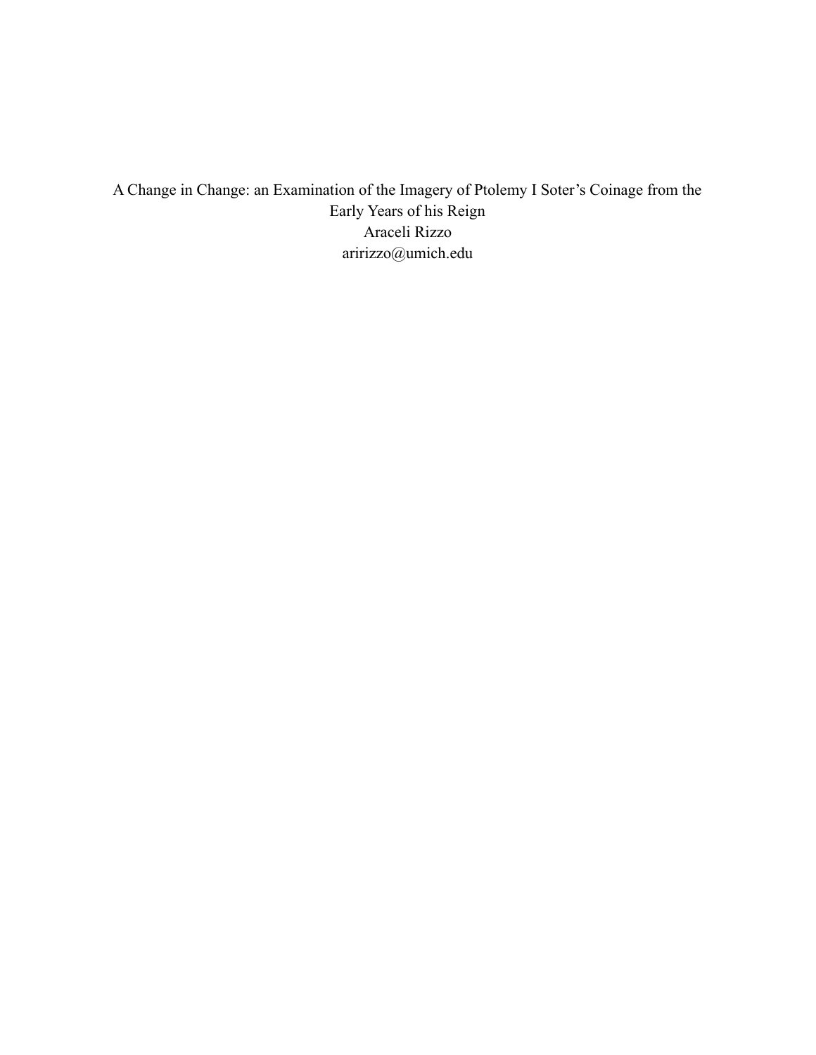# A Change in Change: an Examination of the Imagery of Ptolemy I Soter's Coinage from the Early Years of his Reign

Araceli Rizzo

aririzzo@umich.edu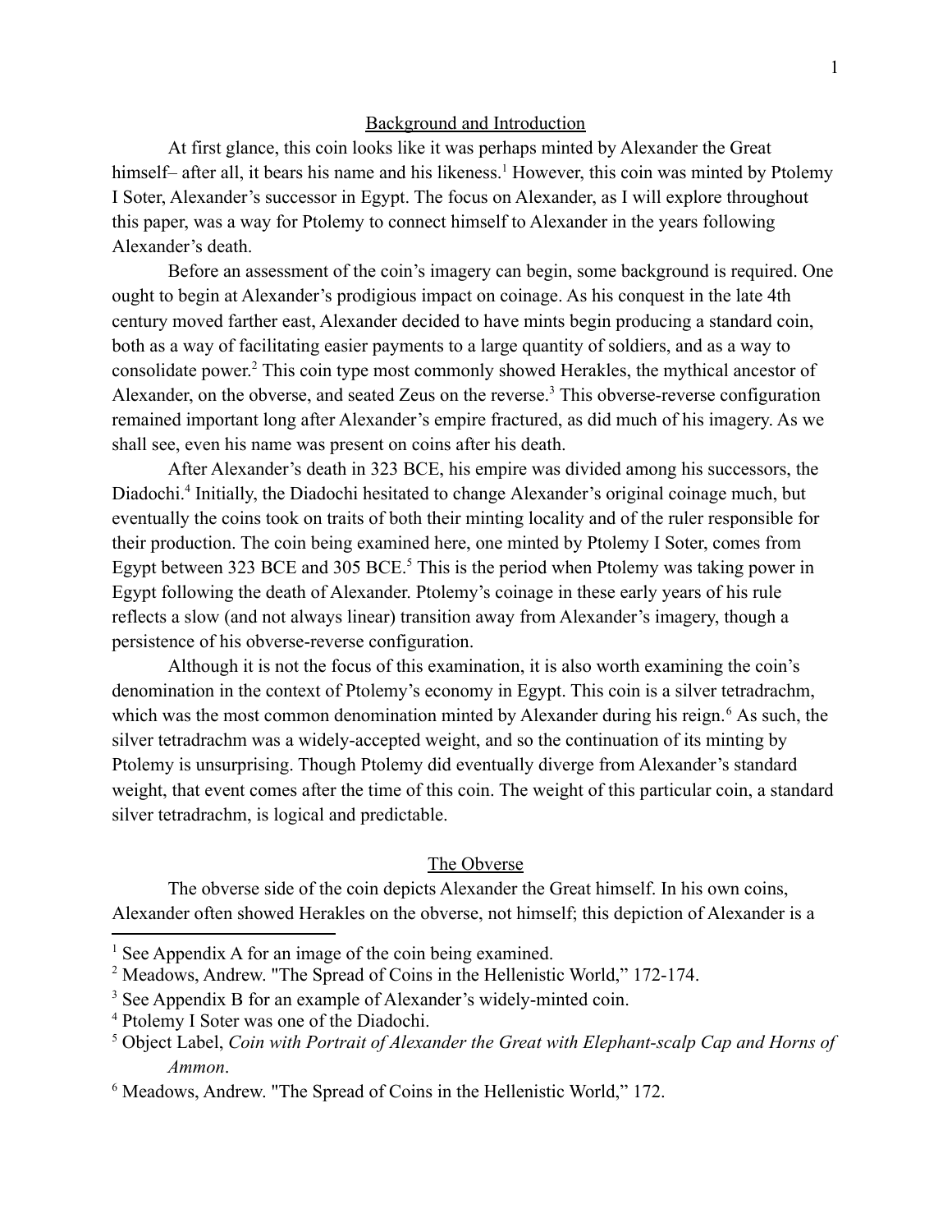## Background and Introduction

At first glance, this coin looks like it was perhaps minted by Alexander the Great himself– after all, it bears his name and his likeness.[1] However, this coin was minted by Ptolemy I Soter, Alexander's successor in Egypt. The focus on Alexander, as I will explore throughout this paper, was a way for Ptolemy to connect himself to Alexander in the years following Alexander's death.

Before an assessment of the coin's imagery can begin, some background is required. One ought to begin at Alexander's prodigious impact on coinage. As his conquest in the late 4th century moved farther east, Alexander decided to have mints begin producing a standard coin, both as a way of facilitating easier payments to a large quantity of soldiers, and as a way to consolidate power.[2] This coin type most commonly showed Herakles, the mythical ancestor of Alexander, on the obverse, and seated Zeus on the reverse.[3] This obverse-reverse configuration remained important long after Alexander's empire fractured, as did much of his imagery. As we shall see, even his name was present on coins after his death.

After Alexander's death in 323 BCE, his empire was divided among his successors, the Diadochi.[4] Initially, the Diadochi hesitated to change Alexander's original coinage much, but eventually the coins took on traits of both their minting locality and of the ruler responsible for their production. The coin being examined here, one minted by Ptolemy I Soter, comes from Egypt between 323 BCE and 305 BCE.[5] This is the period when Ptolemy was taking power in Egypt following the death of Alexander. Ptolemy's coinage in these early years of his rule reflects a slow (and not always linear) transition away from Alexander's imagery, though a persistence of his obverse-reverse configuration.

Although it is not the focus of this examination, it is also worth examining the coin's denomination in the context of Ptolemy's economy in Egypt. This coin is a silver tetradrachm, which was the most common denomination minted by Alexander during his reign.[6] As such, the silver tetradrachm was a widely-accepted weight, and so the continuation of its minting by Ptolemy is unsurprising. Though Ptolemy did eventually diverge from Alexander's standard weight, that event comes after the time of this coin. The weight of this particular coin, a standard silver tetradrachm, is logical and predictable.

## The Obverse

The obverse side of the coin depicts Alexander the Great himself. In his own coins, Alexander often showed Herakles on the obverse, not himself; this depiction of Alexander is a

---

[1] See Appendix A for an image of the coin being examined.

[2] Meadows, Andrew. "The Spread of Coins in the Hellenistic World," 172-174.

[3] See Appendix B for an example of Alexander's widely-minted coin.

[4] Ptolemy I Soter was one of the Diadochi.

[5] Object Label, *Coin with Portrait of Alexander the Great with Elephant-scalp Cap and Horns of Ammon*.

[6] Meadows, Andrew. "The Spread of Coins in the Hellenistic World," 172.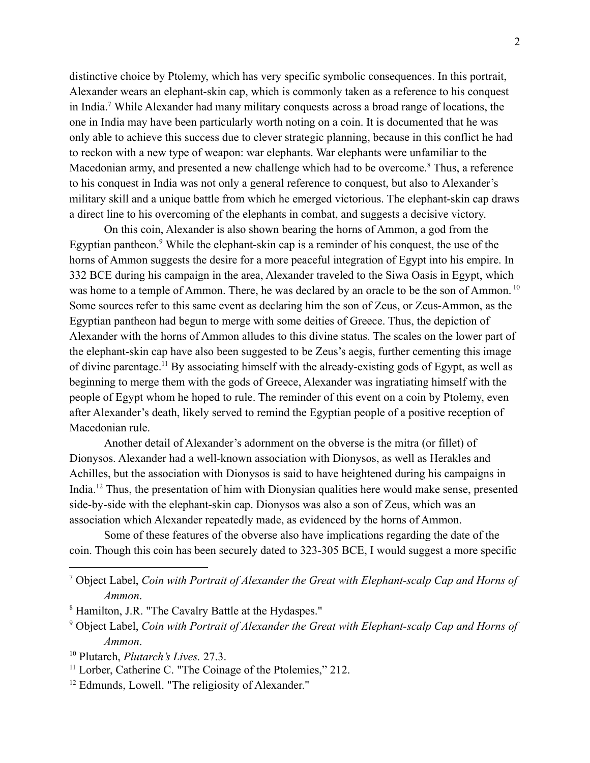distinctive choice by Ptolemy, which has very specific symbolic consequences. In this portrait, Alexander wears an elephant-skin cap, which is commonly taken as a reference to his conquest in India.[7] While Alexander had many military conquests across a broad range of locations, the one in India may have been particularly worth noting on a coin. It is documented that he was only able to achieve this success due to clever strategic planning, because in this conflict he had to reckon with a new type of weapon: war elephants. War elephants were unfamiliar to the Macedonian army, and presented a new challenge which had to be overcome.[8] Thus, a reference to his conquest in India was not only a general reference to conquest, but also to Alexander's military skill and a unique battle from which he emerged victorious. The elephant-skin cap draws a direct line to his overcoming of the elephants in combat, and suggests a decisive victory.

On this coin, Alexander is also shown bearing the horns of Ammon, a god from the Egyptian pantheon.[9] While the elephant-skin cap is a reminder of his conquest, the use of the horns of Ammon suggests the desire for a more peaceful integration of Egypt into his empire. In 332 BCE during his campaign in the area, Alexander traveled to the Siwa Oasis in Egypt, which was home to a temple of Ammon. There, he was declared by an oracle to be the son of Ammon.[10] Some sources refer to this same event as declaring him the son of Zeus, or Zeus-Ammon, as the Egyptian pantheon had begun to merge with some deities of Greece. Thus, the depiction of Alexander with the horns of Ammon alludes to this divine status. The scales on the lower part of the elephant-skin cap have also been suggested to be Zeus's aegis, further cementing this image of divine parentage.[11] By associating himself with the already-existing gods of Egypt, as well as beginning to merge them with the gods of Greece, Alexander was ingratiating himself with the people of Egypt whom he hoped to rule. The reminder of this event on a coin by Ptolemy, even after Alexander's death, likely served to remind the Egyptian people of a positive reception of Macedonian rule.

Another detail of Alexander's adornment on the obverse is the mitra (or fillet) of Dionysos. Alexander had a well-known association with Dionysos, as well as Herakles and Achilles, but the association with Dionysos is said to have heightened during his campaigns in India.[12] Thus, the presentation of him with Dionysian qualities here would make sense, presented side-by-side with the elephant-skin cap. Dionysos was also a son of Zeus, which was an association which Alexander repeatedly made, as evidenced by the horns of Ammon.

Some of these features of the obverse also have implications regarding the date of the coin. Though this coin has been securely dated to 323-305 BCE, I would suggest a more specific

---

[7] Object Label, *Coin with Portrait of Alexander the Great with Elephant-scalp Cap and Horns of Ammon*.

[8] Hamilton, J.R. "The Cavalry Battle at the Hydaspes."

[9] Object Label, *Coin with Portrait of Alexander the Great with Elephant-scalp Cap and Horns of Ammon*.

[10] Plutarch, *Plutarch's Lives.* 27.3.

[11] Lorber, Catherine C. "The Coinage of the Ptolemies," 212.

[12] Edmunds, Lowell. "The religiosity of Alexander."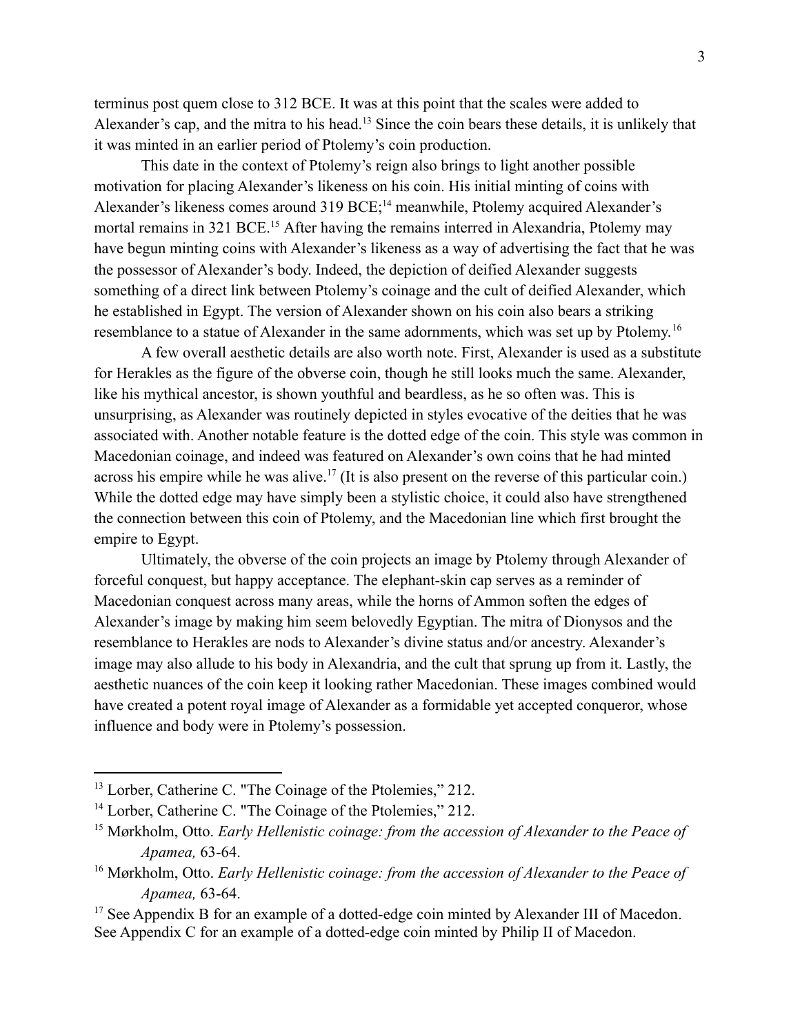terminus post quem close to 312 BCE. It was at this point that the scales were added to Alexander's cap, and the mitra to his head.[13] Since the coin bears these details, it is unlikely that it was minted in an earlier period of Ptolemy's coin production.

This date in the context of Ptolemy's reign also brings to light another possible motivation for placing Alexander's likeness on his coin. His initial minting of coins with Alexander's likeness comes around 319 BCE;[14] meanwhile, Ptolemy acquired Alexander's mortal remains in 321 BCE.[15] After having the remains interred in Alexandria, Ptolemy may have begun minting coins with Alexander's likeness as a way of advertising the fact that he was the possessor of Alexander's body. Indeed, the depiction of deified Alexander suggests something of a direct link between Ptolemy's coinage and the cult of deified Alexander, which he established in Egypt. The version of Alexander shown on his coin also bears a striking resemblance to a statue of Alexander in the same adornments, which was set up by Ptolemy.[16]

A few overall aesthetic details are also worth note. First, Alexander is used as a substitute for Herakles as the figure of the obverse coin, though he still looks much the same. Alexander, like his mythical ancestor, is shown youthful and beardless, as he so often was. This is unsurprising, as Alexander was routinely depicted in styles evocative of the deities that he was associated with. Another notable feature is the dotted edge of the coin. This style was common in Macedonian coinage, and indeed was featured on Alexander's own coins that he had minted across his empire while he was alive.[17] (It is also present on the reverse of this particular coin.) While the dotted edge may have simply been a stylistic choice, it could also have strengthened the connection between this coin of Ptolemy, and the Macedonian line which first brought the empire to Egypt.

Ultimately, the obverse of the coin projects an image by Ptolemy through Alexander of forceful conquest, but happy acceptance. The elephant-skin cap serves as a reminder of Macedonian conquest across many areas, while the horns of Ammon soften the edges of Alexander's image by making him seem belovedly Egyptian. The mitra of Dionysos and the resemblance to Herakles are nods to Alexander's divine status and/or ancestry. Alexander's image may also allude to his body in Alexandria, and the cult that sprung up from it. Lastly, the aesthetic nuances of the coin keep it looking rather Macedonian. These images combined would have created a potent royal image of Alexander as a formidable yet accepted conqueror, whose influence and body were in Ptolemy's possession.

---

[13] Lorber, Catherine C. "The Coinage of the Ptolemies," 212.

[14] Lorber, Catherine C. "The Coinage of the Ptolemies," 212.

[15] Mørkholm, Otto. *Early Hellenistic coinage: from the accession of Alexander to the Peace of Apamea,* 63-64.

[16] Mørkholm, Otto. *Early Hellenistic coinage: from the accession of Alexander to the Peace of Apamea,* 63-64.

[17] See Appendix B for an example of a dotted-edge coin minted by Alexander III of Macedon. See Appendix C for an example of a dotted-edge coin minted by Philip II of Macedon.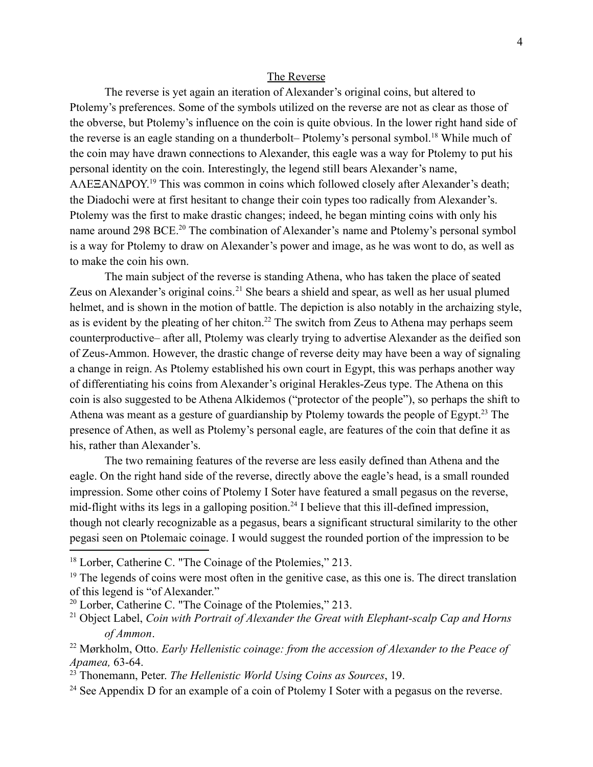## The Reverse

The reverse is yet again an iteration of Alexander's original coins, but altered to Ptolemy's preferences. Some of the symbols utilized on the reverse are not as clear as those of the obverse, but Ptolemy's influence on the coin is quite obvious. In the lower right hand side of the reverse is an eagle standing on a thunderbolt– Ptolemy's personal symbol.[18] While much of the coin may have drawn connections to Alexander, this eagle was a way for Ptolemy to put his personal identity on the coin. Interestingly, the legend still bears Alexander's name, ΑΛΕΞΑΝΔΡΟΥ.[19] This was common in coins which followed closely after Alexander's death; the Diadochi were at first hesitant to change their coin types too radically from Alexander's. Ptolemy was the first to make drastic changes; indeed, he began minting coins with only his name around 298 BCE.[20] The combination of Alexander's name and Ptolemy's personal symbol is a way for Ptolemy to draw on Alexander's power and image, as he was wont to do, as well as to make the coin his own.

The main subject of the reverse is standing Athena, who has taken the place of seated Zeus on Alexander's original coins.[21] She bears a shield and spear, as well as her usual plumed helmet, and is shown in the motion of battle. The depiction is also notably in the archaizing style, as is evident by the pleating of her chiton.[22] The switch from Zeus to Athena may perhaps seem counterproductive– after all, Ptolemy was clearly trying to advertise Alexander as the deified son of Zeus-Ammon. However, the drastic change of reverse deity may have been a way of signaling a change in reign. As Ptolemy established his own court in Egypt, this was perhaps another way of differentiating his coins from Alexander's original Herakles-Zeus type. The Athena on this coin is also suggested to be Athena Alkidemos ("protector of the people"), so perhaps the shift to Athena was meant as a gesture of guardianship by Ptolemy towards the people of Egypt.[23] The presence of Athen, as well as Ptolemy's personal eagle, are features of the coin that define it as his, rather than Alexander's.

The two remaining features of the reverse are less easily defined than Athena and the eagle. On the right hand side of the reverse, directly above the eagle's head, is a small rounded impression. Some other coins of Ptolemy I Soter have featured a small pegasus on the reverse, mid-flight withs its legs in a galloping position.[24] I believe that this ill-defined impression, though not clearly recognizable as a pegasus, bears a significant structural similarity to the other pegasi seen on Ptolemaic coinage. I would suggest the rounded portion of the impression to be

---

[18] Lorber, Catherine C. "The Coinage of the Ptolemies," 213.

[19] The legends of coins were most often in the genitive case, as this one is. The direct translation of this legend is "of Alexander."

[20] Lorber, Catherine C. "The Coinage of the Ptolemies," 213.

[21] Object Label, *Coin with Portrait of Alexander the Great with Elephant-scalp Cap and Horns of Ammon*.

[22] Mørkholm, Otto. *Early Hellenistic coinage: from the accession of Alexander to the Peace of Apamea,* 63-64.

[23] Thonemann, Peter. *The Hellenistic World Using Coins as Sources*, 19.

[24] See Appendix D for an example of a coin of Ptolemy I Soter with a pegasus on the reverse.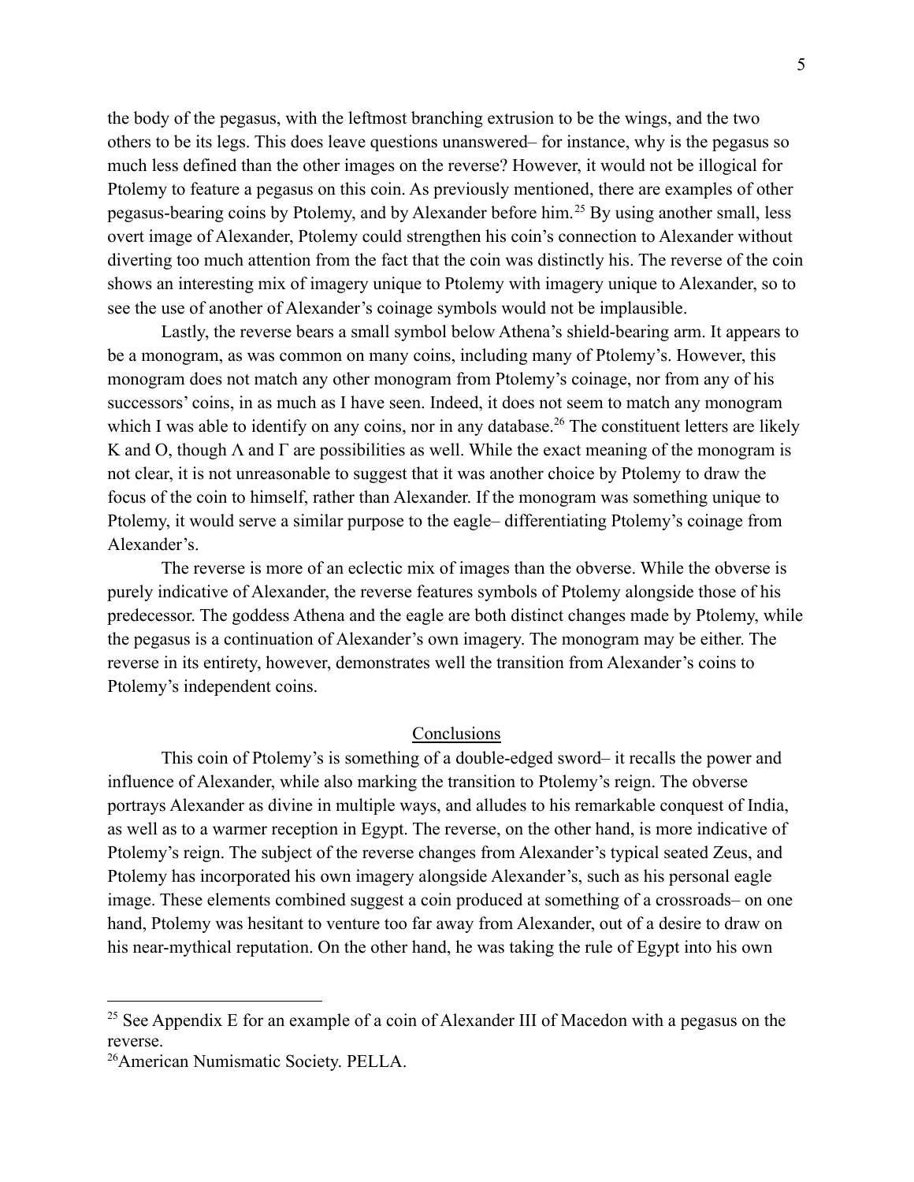the body of the pegasus, with the leftmost branching extrusion to be the wings, and the two others to be its legs. This does leave questions unanswered– for instance, why is the pegasus so much less defined than the other images on the reverse? However, it would not be illogical for Ptolemy to feature a pegasus on this coin. As previously mentioned, there are examples of other pegasus-bearing coins by Ptolemy, and by Alexander before him.[25] By using another small, less overt image of Alexander, Ptolemy could strengthen his coin's connection to Alexander without diverting too much attention from the fact that the coin was distinctly his. The reverse of the coin shows an interesting mix of imagery unique to Ptolemy with imagery unique to Alexander, so to see the use of another of Alexander's coinage symbols would not be implausible.

Lastly, the reverse bears a small symbol below Athena's shield-bearing arm. It appears to be a monogram, as was common on many coins, including many of Ptolemy's. However, this monogram does not match any other monogram from Ptolemy's coinage, nor from any of his successors' coins, in as much as I have seen. Indeed, it does not seem to match any monogram which I was able to identify on any coins, nor in any database.[26] The constituent letters are likely K and O, though Λ and Γ are possibilities as well. While the exact meaning of the monogram is not clear, it is not unreasonable to suggest that it was another choice by Ptolemy to draw the focus of the coin to himself, rather than Alexander. If the monogram was something unique to Ptolemy, it would serve a similar purpose to the eagle– differentiating Ptolemy's coinage from Alexander's.

The reverse is more of an eclectic mix of images than the obverse. While the obverse is purely indicative of Alexander, the reverse features symbols of Ptolemy alongside those of his predecessor. The goddess Athena and the eagle are both distinct changes made by Ptolemy, while the pegasus is a continuation of Alexander's own imagery. The monogram may be either. The reverse in its entirety, however, demonstrates well the transition from Alexander's coins to Ptolemy's independent coins.

## Conclusions

This coin of Ptolemy's is something of a double-edged sword– it recalls the power and influence of Alexander, while also marking the transition to Ptolemy's reign. The obverse portrays Alexander as divine in multiple ways, and alludes to his remarkable conquest of India, as well as to a warmer reception in Egypt. The reverse, on the other hand, is more indicative of Ptolemy's reign. The subject of the reverse changes from Alexander's typical seated Zeus, and Ptolemy has incorporated his own imagery alongside Alexander's, such as his personal eagle image. These elements combined suggest a coin produced at something of a crossroads– on one hand, Ptolemy was hesitant to venture too far away from Alexander, out of a desire to draw on his near-mythical reputation. On the other hand, he was taking the rule of Egypt into his own

---

[25] See Appendix E for an example of a coin of Alexander III of Macedon with a pegasus on the reverse.

[26] American Numismatic Society. PELLA.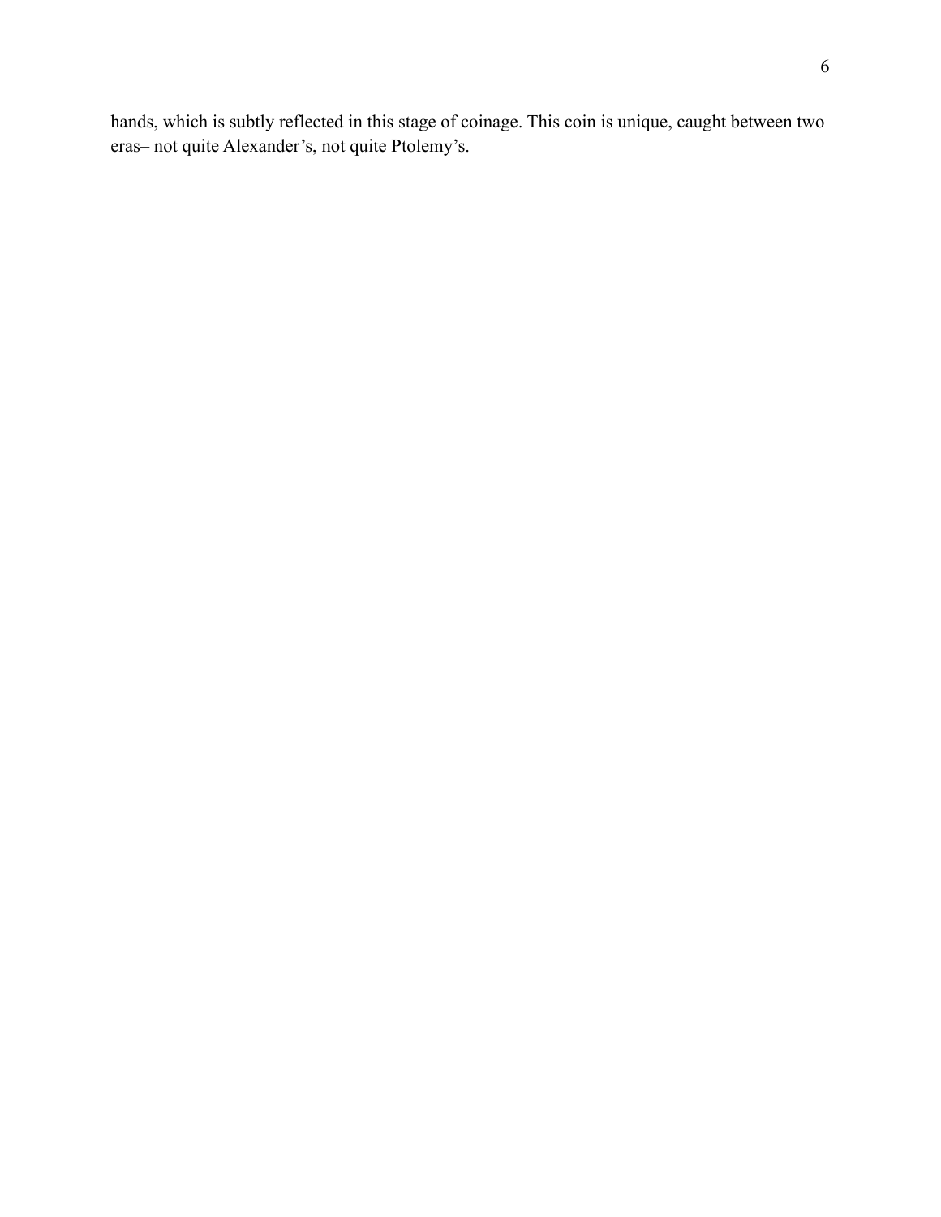hands, which is subtly reflected in this stage of coinage. This coin is unique, caught between two eras– not quite Alexander's, not quite Ptolemy's.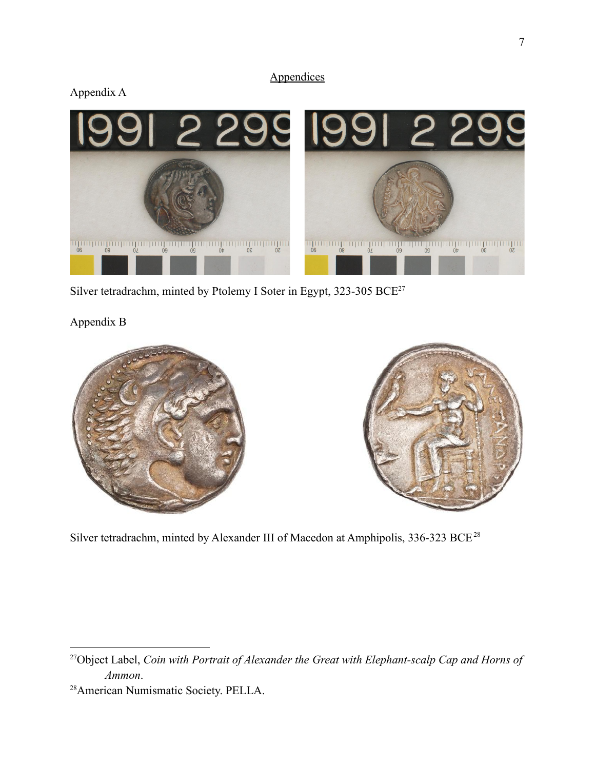## Appendices

Appendix A

Silver tetradrachm, minted by Ptolemy I Soter in Egypt, 323-305 BCE[27]

Appendix B

Silver tetradrachm, minted by Alexander III of Macedon at Amphipolis, 336-323 BCE[28]

---

[27]Object Label, *Coin with Portrait of Alexander the Great with Elephant-scalp Cap and Horns of Ammon*.

[28]American Numismatic Society. PELLA.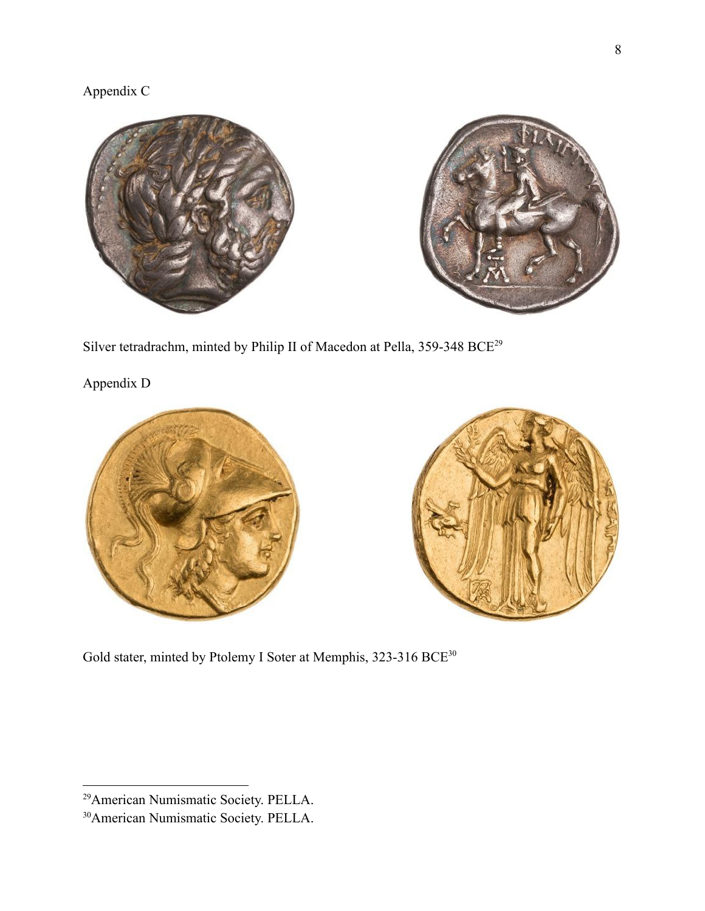Appendix C

Silver tetradrachm, minted by Philip II of Macedon at Pella, 359-348 BCE[29]

Appendix D

Gold stater, minted by Ptolemy I Soter at Memphis, 323-316 BCE[30]

[29]American Numismatic Society. PELLA.

[30]American Numismatic Society. PELLA.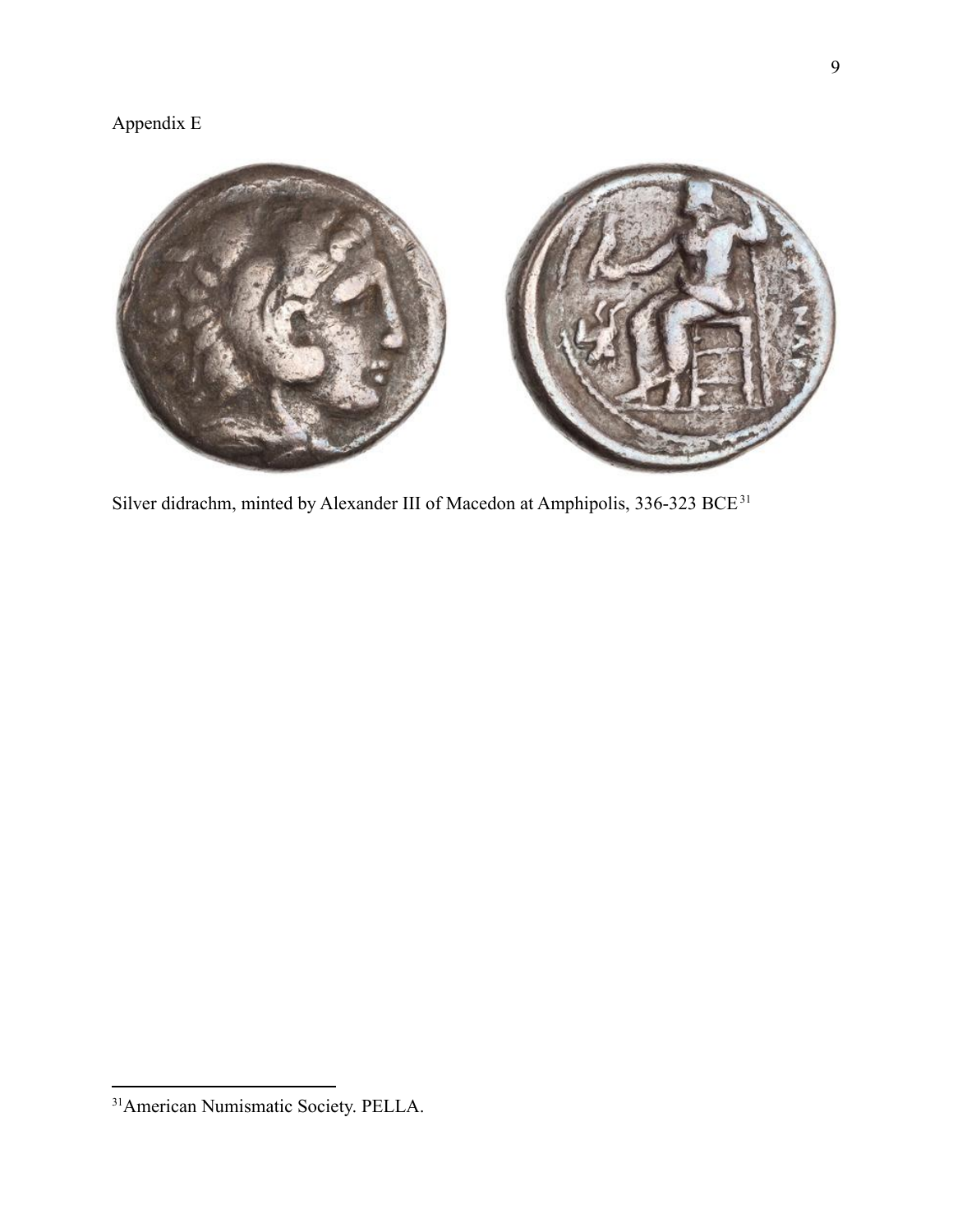Appendix E

Silver didrachm, minted by Alexander III of Macedon at Amphipolis, 336-323 BCE[31]

[31]American Numismatic Society. PELLA.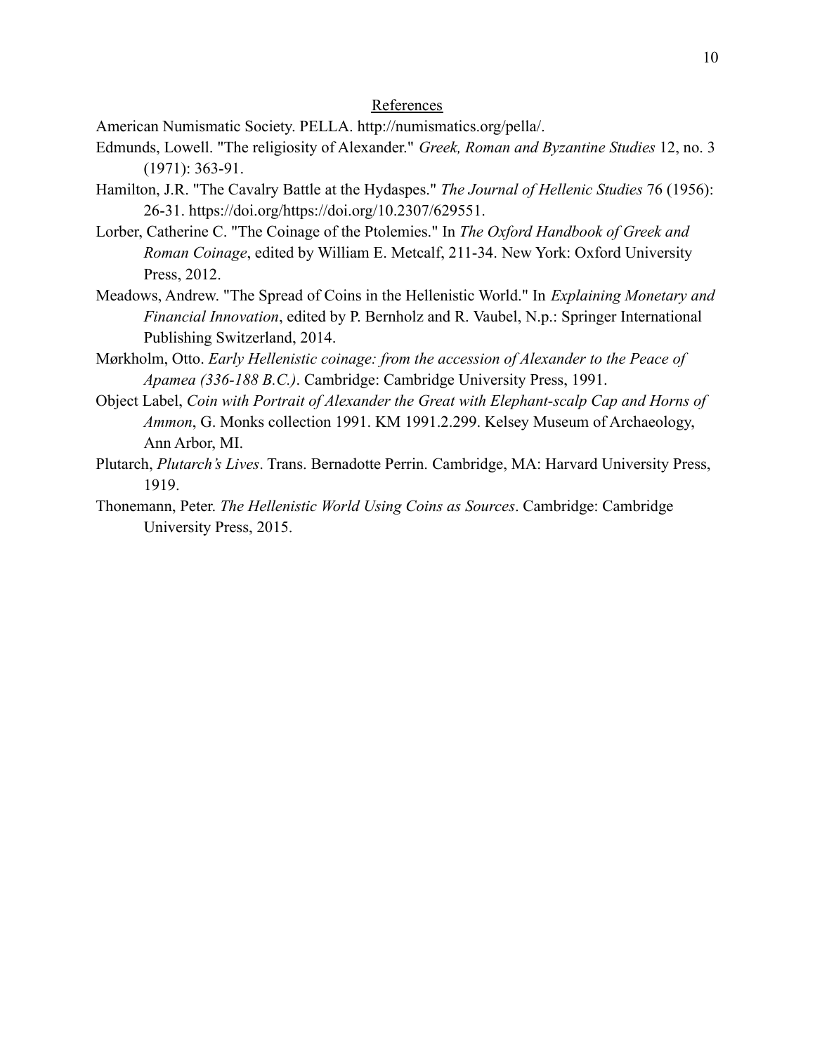## References

American Numismatic Society. PELLA. http://numismatics.org/pella/.

Edmunds, Lowell. "The religiosity of Alexander." *Greek, Roman and Byzantine Studies* 12, no. 3 (1971): 363-91.

Hamilton, J.R. "The Cavalry Battle at the Hydaspes." *The Journal of Hellenic Studies* 76 (1956): 26-31. https://doi.org/https://doi.org/10.2307/629551.

Lorber, Catherine C. "The Coinage of the Ptolemies." In *The Oxford Handbook of Greek and Roman Coinage*, edited by William E. Metcalf, 211-34. New York: Oxford University Press, 2012.

Meadows, Andrew. "The Spread of Coins in the Hellenistic World." In *Explaining Monetary and Financial Innovation*, edited by P. Bernholz and R. Vaubel, N.p.: Springer International Publishing Switzerland, 2014.

Mørkholm, Otto. *Early Hellenistic coinage: from the accession of Alexander to the Peace of Apamea (336-188 B.C.)*. Cambridge: Cambridge University Press, 1991.

Object Label, *Coin with Portrait of Alexander the Great with Elephant-scalp Cap and Horns of Ammon*, G. Monks collection 1991. KM 1991.2.299. Kelsey Museum of Archaeology, Ann Arbor, MI.

Plutarch, *Plutarch's Lives*. Trans. Bernadotte Perrin. Cambridge, MA: Harvard University Press, 1919.

Thonemann, Peter. *The Hellenistic World Using Coins as Sources*. Cambridge: Cambridge University Press, 2015.